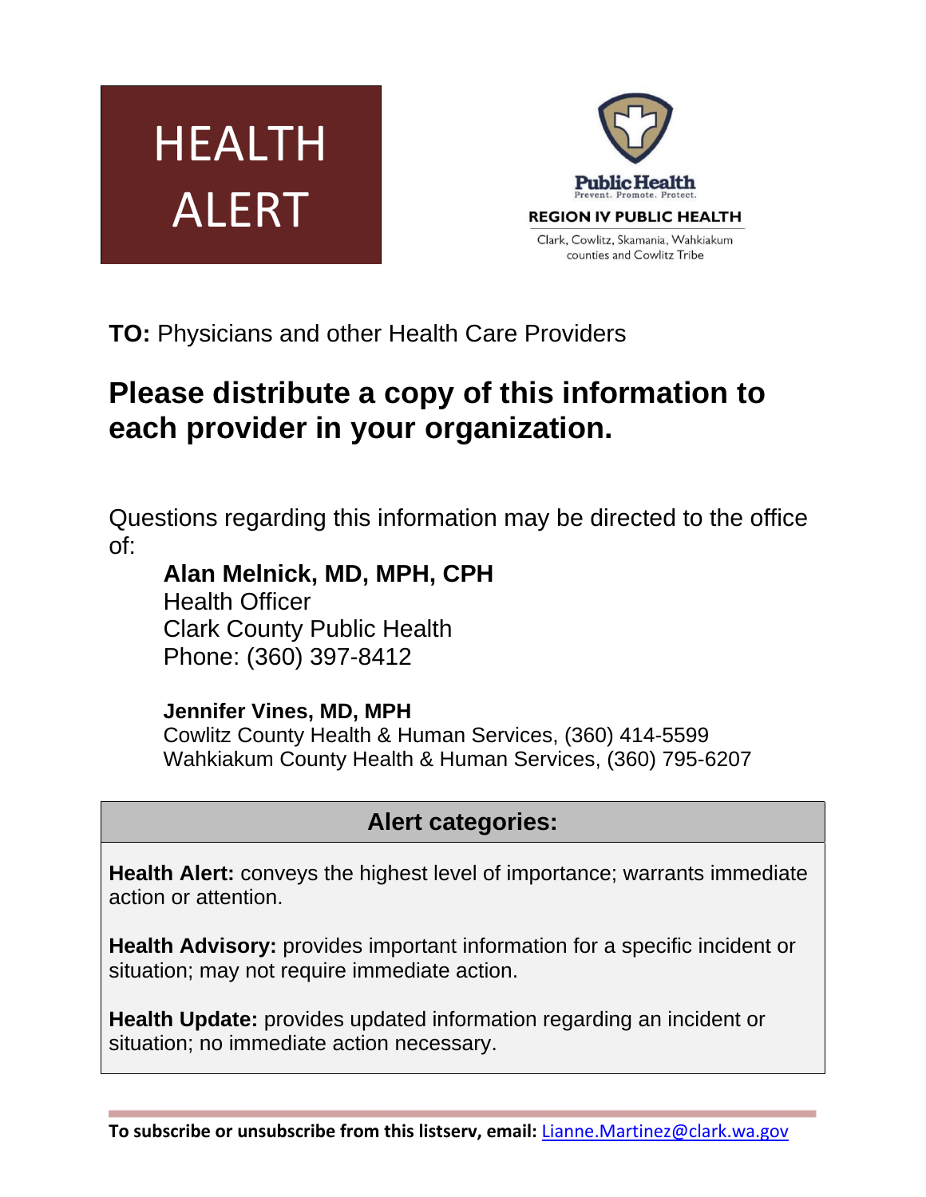# HEALTH ALERT

Public Health
Prevent. Promote. Protect.

REGION IV PUBLIC HEALTH

Clark, Cowlitz, Skamania, Wahkiakum counties and Cowlitz Tribe

**TO:** Physicians and other Health Care Providers

## Please distribute a copy of this information to each provider in your organization.

Questions regarding this information may be directed to the office of:

**Alan Melnick, MD, MPH, CPH**
Health Officer
Clark County Public Health
Phone: (360) 397-8412

**Jennifer Vines, MD, MPH**
Cowlitz County Health & Human Services, (360) 414-5599
Wahkiakum County Health & Human Services, (360) 795-6207

### Alert categories:

**Health Alert:** conveys the highest level of importance; warrants immediate action or attention.

**Health Advisory:** provides important information for a specific incident or situation; may not require immediate action.

**Health Update:** provides updated information regarding an incident or situation; no immediate action necessary.

**To subscribe or unsubscribe from this listserv, email:** Lianne.Martinez@clark.wa.gov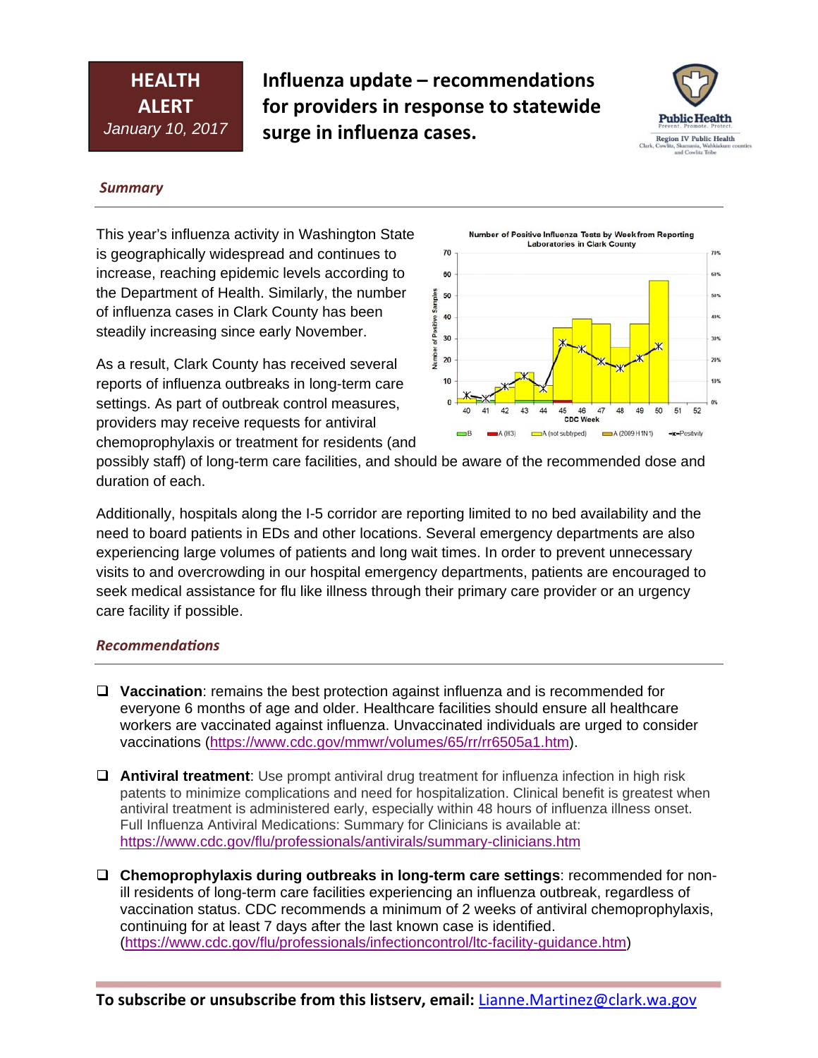**HEALTH ALERT**
*January 10, 2017*

# Influenza update – recommendations for providers in response to statewide surge in influenza cases.

Public Health
Prevent. Promote. Protect.
Region IV Public Health
Clark, Cowlitz, Skamania, Wahkiakum counties and Cowlitz Tribe

## *Summary*

This year's influenza activity in Washington State is geographically widespread and continues to increase, reaching epidemic levels according to the Department of Health. Similarly, the number of influenza cases in Clark County has been steadily increasing since early November.

As a result, Clark County has received several reports of influenza outbreaks in long-term care settings. As part of outbreak control measures, providers may receive requests for antiviral chemoprophylaxis or treatment for residents (and possibly staff) of long-term care facilities, and should be aware of the recommended dose and duration of each.

Number of Positive Influenza Tests by Week from Reporting Laboratories in Clark County

Additionally, hospitals along the I-5 corridor are reporting limited to no bed availability and the need to board patients in EDs and other locations. Several emergency departments are also experiencing large volumes of patients and long wait times. In order to prevent unnecessary visits to and overcrowding in our hospital emergency departments, patients are encouraged to seek medical assistance for flu like illness through their primary care provider or an urgency care facility if possible.

## *Recommendations*

- **Vaccination**: remains the best protection against influenza and is recommended for everyone 6 months of age and older. Healthcare facilities should ensure all healthcare workers are vaccinated against influenza. Unvaccinated individuals are urged to consider vaccinations (https://www.cdc.gov/mmwr/volumes/65/rr/rr6505a1.htm).

- **Antiviral treatment**: Use prompt antiviral drug treatment for influenza infection in high risk patents to minimize complications and need for hospitalization. Clinical benefit is greatest when antiviral treatment is administered early, especially within 48 hours of influenza illness onset. Full Influenza Antiviral Medications: Summary for Clinicians is available at: https://www.cdc.gov/flu/professionals/antivirals/summary-clinicians.htm

- **Chemoprophylaxis during outbreaks in long-term care settings**: recommended for non-ill residents of long-term care facilities experiencing an influenza outbreak, regardless of vaccination status. CDC recommends a minimum of 2 weeks of antiviral chemoprophylaxis, continuing for at least 7 days after the last known case is identified. (https://www.cdc.gov/flu/professionals/infectioncontrol/ltc-facility-guidance.htm)

**To subscribe or unsubscribe from this listserv, email:** Lianne.Martinez@clark.wa.gov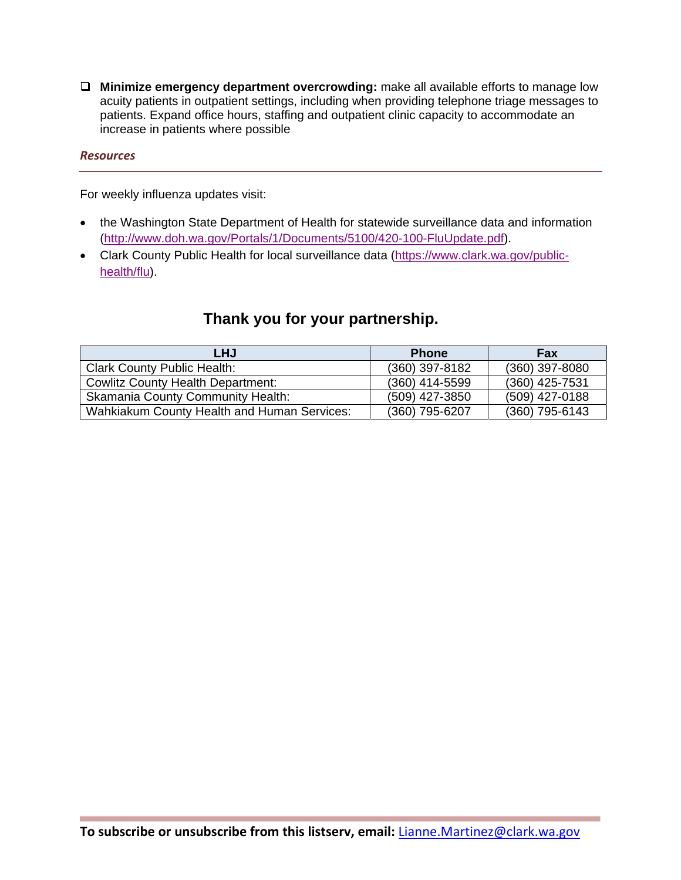- [ ] **Minimize emergency department overcrowding:** make all available efforts to manage low acuity patients in outpatient settings, including when providing telephone triage messages to patients. Expand office hours, staffing and outpatient clinic capacity to accommodate an increase in patients where possible

### *Resources*

For weekly influenza updates visit:

- the Washington State Department of Health for statewide surveillance data and information (http://www.doh.wa.gov/Portals/1/Documents/5100/420-100-FluUpdate.pdf).
- Clark County Public Health for local surveillance data (https://www.clark.wa.gov/public-health/flu).

## Thank you for your partnership.

| LHJ | Phone | Fax |
|---|---|---|
| Clark County Public Health: | (360) 397-8182 | (360) 397-8080 |
| Cowlitz County Health Department: | (360) 414-5599 | (360) 425-7531 |
| Skamania County Community Health: | (509) 427-3850 | (509) 427-0188 |
| Wahkiakum County Health and Human Services: | (360) 795-6207 | (360) 795-6143 |

**To subscribe or unsubscribe from this listserv, email:** Lianne.Martinez@clark.wa.gov